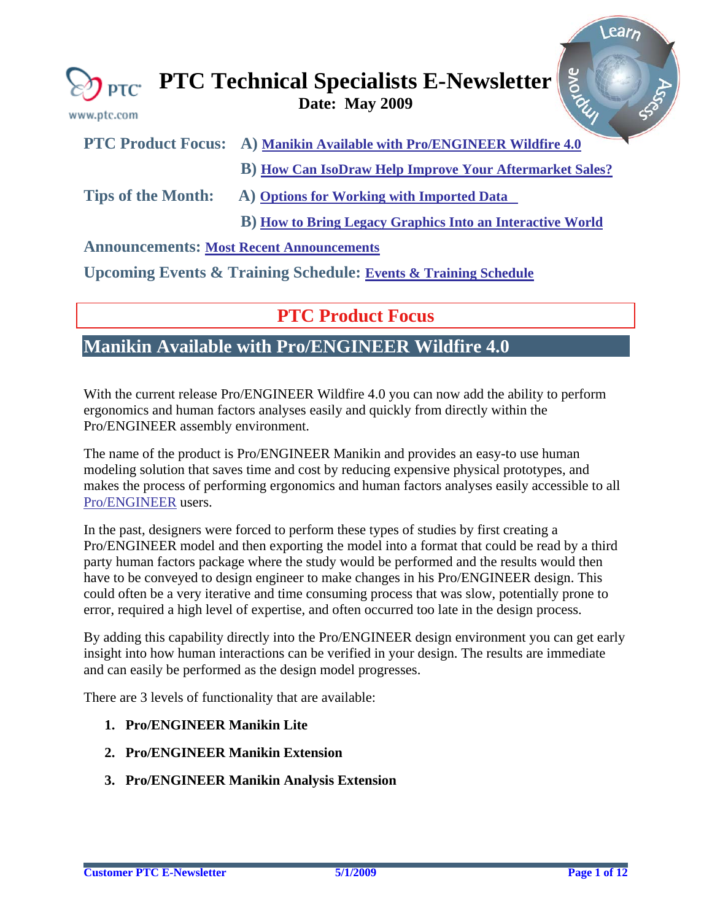# PTC Technical Specialists E-Newsletter

**Date: May 2009**

www.ptc.com

**PTC Product Focus:** **A)** **Manikin Available with Pro/ENGINEER Wildfire 4.0**

**B)** **How Can IsoDraw Help Improve Your Aftermarket Sales?**

**Tips of the Month:** **A)** **Options for Working with Imported Data**

**B)** **How to Bring Legacy Graphics Into an Interactive World**

**Announcements:** **Most Recent Announcements**

**Upcoming Events & Training Schedule:** **Events & Training Schedule**

## PTC Product Focus

## Manikin Available with Pro/ENGINEER Wildfire 4.0

With the current release Pro/ENGINEER Wildfire 4.0 you can now add the ability to perform ergonomics and human factors analyses easily and quickly from directly within the Pro/ENGINEER assembly environment.

The name of the product is Pro/ENGINEER Manikin and provides an easy-to use human modeling solution that saves time and cost by reducing expensive physical prototypes, and makes the process of performing ergonomics and human factors analyses easily accessible to all Pro/ENGINEER users.

In the past, designers were forced to perform these types of studies by first creating a Pro/ENGINEER model and then exporting the model into a format that could be read by a third party human factors package where the study would be performed and the results would then have to be conveyed to design engineer to make changes in his Pro/ENGINEER design. This could often be a very iterative and time consuming process that was slow, potentially prone to error, required a high level of expertise, and often occurred too late in the design process.

By adding this capability directly into the Pro/ENGINEER design environment you can get early insight into how human interactions can be verified in your design. The results are immediate and can easily be performed as the design model progresses.

There are 3 levels of functionality that are available:

1. **Pro/ENGINEER Manikin Lite**
2. **Pro/ENGINEER Manikin Extension**
3. **Pro/ENGINEER Manikin Analysis Extension**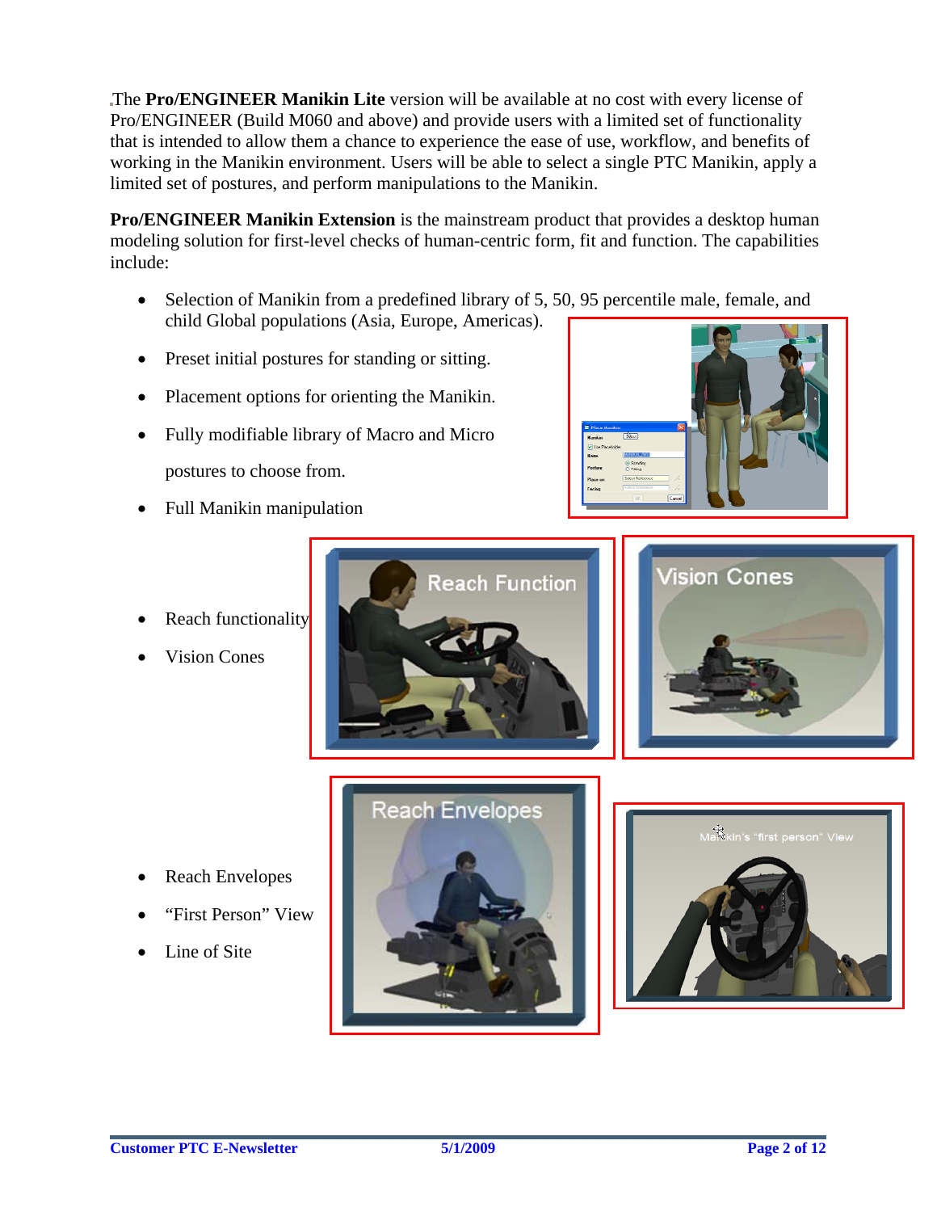The **Pro/ENGINEER Manikin Lite** version will be available at no cost with every license of Pro/ENGINEER (Build M060 and above) and provide users with a limited set of functionality that is intended to allow them a chance to experience the ease of use, workflow, and benefits of working in the Manikin environment. Users will be able to select a single PTC Manikin, apply a limited set of postures, and perform manipulations to the Manikin.

**Pro/ENGINEER Manikin Extension** is the mainstream product that provides a desktop human modeling solution for first-level checks of human-centric form, fit and function. The capabilities include:

- Selection of Manikin from a predefined library of 5, 50, 95 percentile male, female, and child Global populations (Asia, Europe, Americas).
- Preset initial postures for standing or sitting.
- Placement options for orienting the Manikin.
- Fully modifiable library of Macro and Micro postures to choose from.
- Full Manikin manipulation
- Reach functionality
- Vision Cones
- Reach Envelopes
- "First Person" View
- Line of Site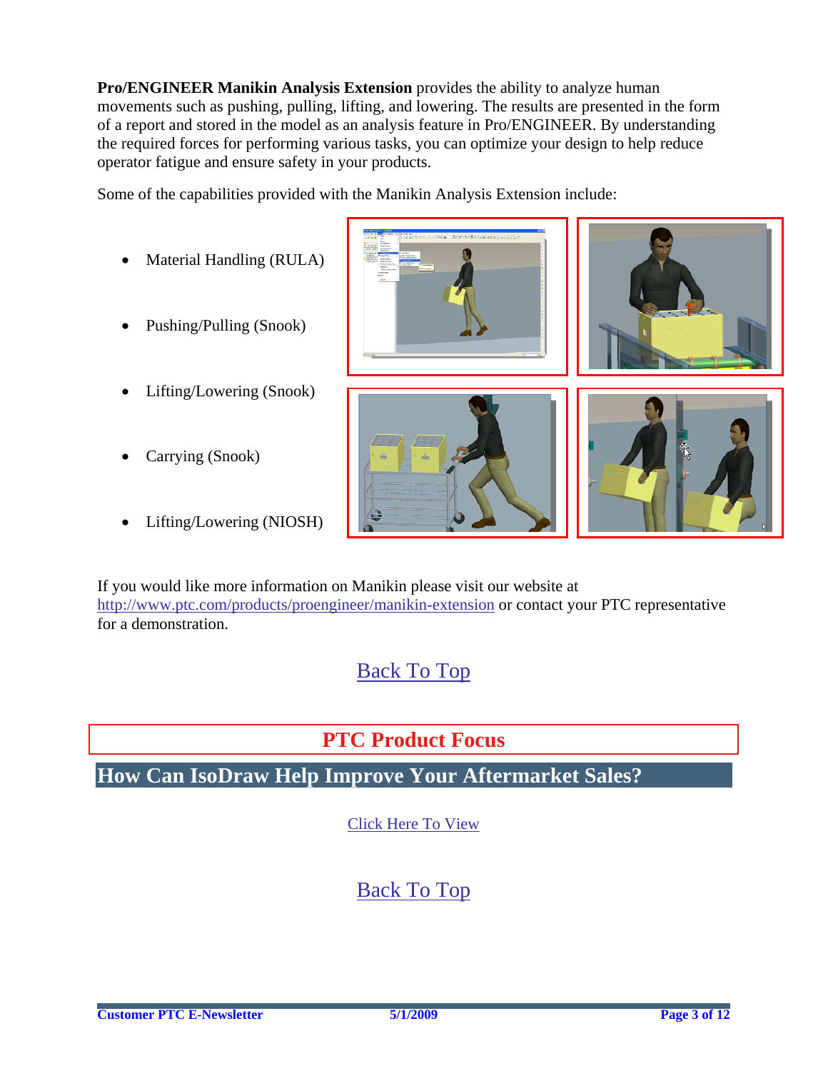**Pro/ENGINEER Manikin Analysis Extension** provides the ability to analyze human movements such as pushing, pulling, lifting, and lowering. The results are presented in the form of a report and stored in the model as an analysis feature in Pro/ENGINEER. By understanding the required forces for performing various tasks, you can optimize your design to help reduce operator fatigue and ensure safety in your products.

Some of the capabilities provided with the Manikin Analysis Extension include:

- Material Handling (RULA)
- Pushing/Pulling (Snook)
- Lifting/Lowering (Snook)
- Carrying (Snook)
- Lifting/Lowering (NIOSH)

If you would like more information on Manikin please visit our website at http://www.ptc.com/products/proengineer/manikin-extension or contact your PTC representative for a demonstration.

Back To Top

## PTC Product Focus

## How Can IsoDraw Help Improve Your Aftermarket Sales?

Click Here To View

Back To Top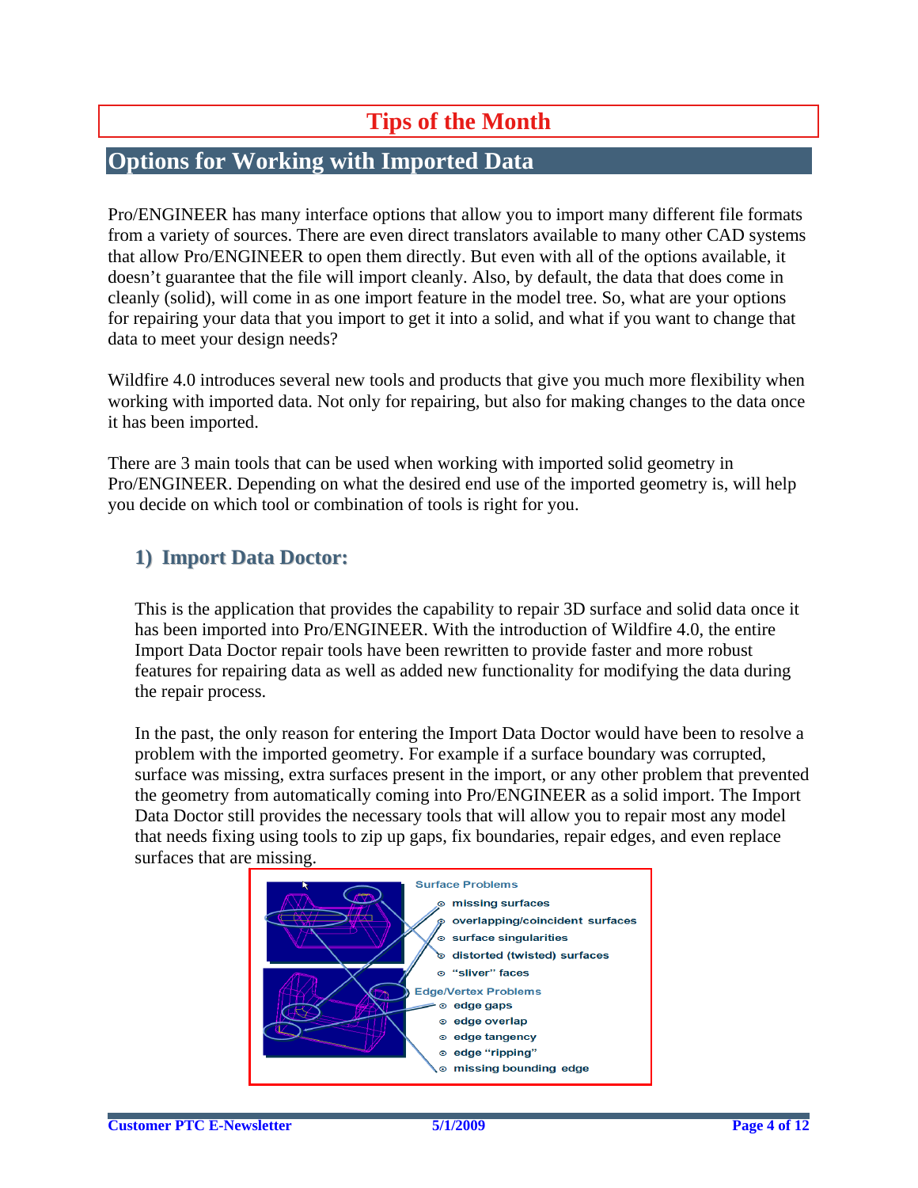# Tips of the Month

## Options for Working with Imported Data

Pro/ENGINEER has many interface options that allow you to import many different file formats from a variety of sources. There are even direct translators available to many other CAD systems that allow Pro/ENGINEER to open them directly. But even with all of the options available, it doesn't guarantee that the file will import cleanly. Also, by default, the data that does come in cleanly (solid), will come in as one import feature in the model tree. So, what are your options for repairing your data that you import to get it into a solid, and what if you want to change that data to meet your design needs?

Wildfire 4.0 introduces several new tools and products that give you much more flexibility when working with imported data. Not only for repairing, but also for making changes to the data once it has been imported.

There are 3 main tools that can be used when working with imported solid geometry in Pro/ENGINEER. Depending on what the desired end use of the imported geometry is, will help you decide on which tool or combination of tools is right for you.

### 1) Import Data Doctor:

This is the application that provides the capability to repair 3D surface and solid data once it has been imported into Pro/ENGINEER. With the introduction of Wildfire 4.0, the entire Import Data Doctor repair tools have been rewritten to provide faster and more robust features for repairing data as well as added new functionality for modifying the data during the repair process.

In the past, the only reason for entering the Import Data Doctor would have been to resolve a problem with the imported geometry. For example if a surface boundary was corrupted, surface was missing, extra surfaces present in the import, or any other problem that prevented the geometry from automatically coming into Pro/ENGINEER as a solid import. The Import Data Doctor still provides the necessary tools that will allow you to repair most any model that needs fixing using tools to zip up gaps, fix boundaries, repair edges, and even replace surfaces that are missing.

Surface Problems
- missing surfaces
- overlapping/coincident surfaces
- surface singularities
- distorted (twisted) surfaces
- "sliver" faces

Edge/Vertex Problems
- edge gaps
- edge overlap
- edge tangency
- edge "ripping"
- missing bounding edge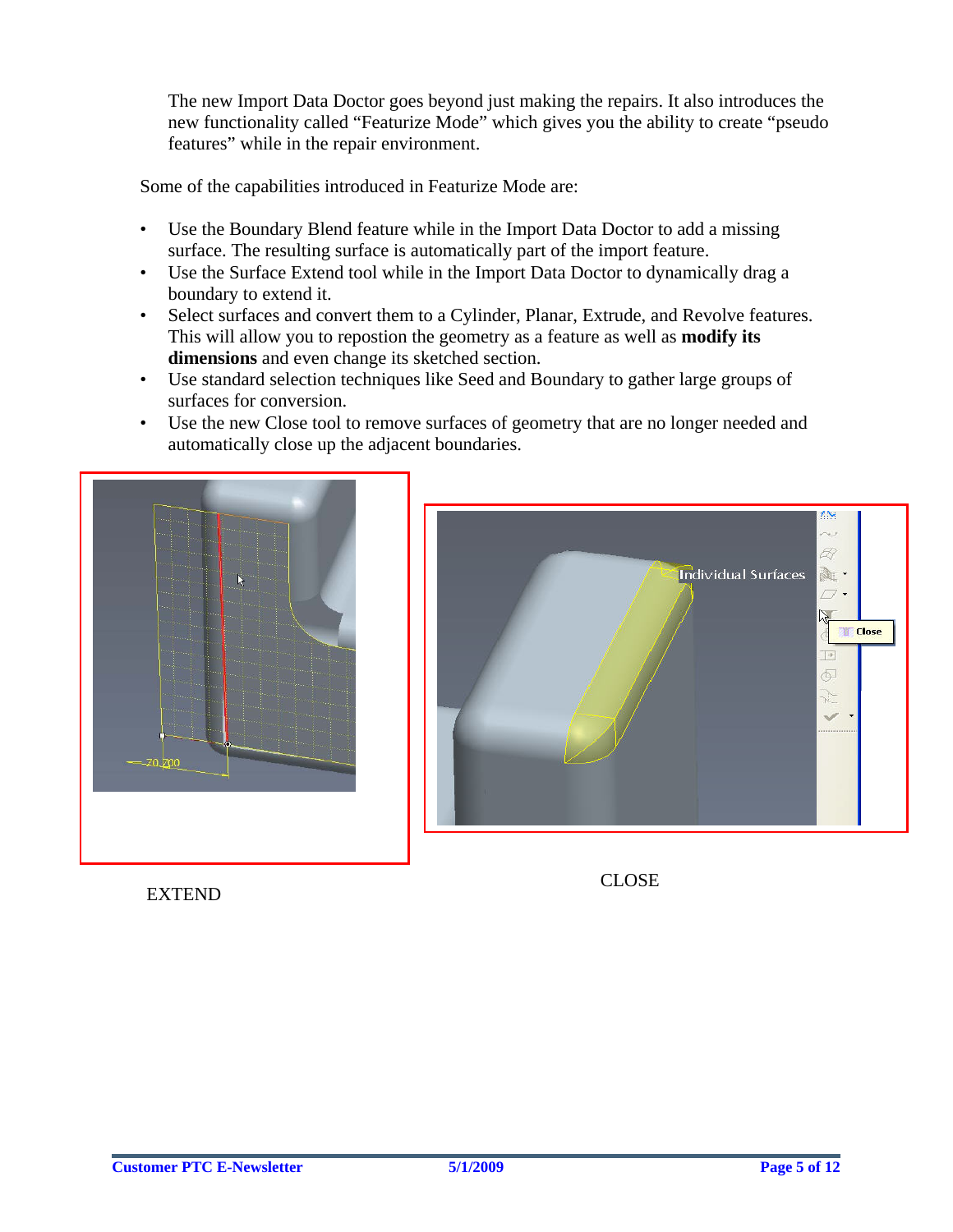The new Import Data Doctor goes beyond just making the repairs. It also introduces the new functionality called "Featurize Mode" which gives you the ability to create "pseudo features" while in the repair environment.

Some of the capabilities introduced in Featurize Mode are:

- Use the Boundary Blend feature while in the Import Data Doctor to add a missing surface. The resulting surface is automatically part of the import feature.
- Use the Surface Extend tool while in the Import Data Doctor to dynamically drag a boundary to extend it.
- Select surfaces and convert them to a Cylinder, Planar, Extrude, and Revolve features. This will allow you to repostion the geometry as a feature as well as **modify its dimensions** and even change its sketched section.
- Use standard selection techniques like Seed and Boundary to gather large groups of surfaces for conversion.
- Use the new Close tool to remove surfaces of geometry that are no longer needed and automatically close up the adjacent boundaries.

EXTEND

CLOSE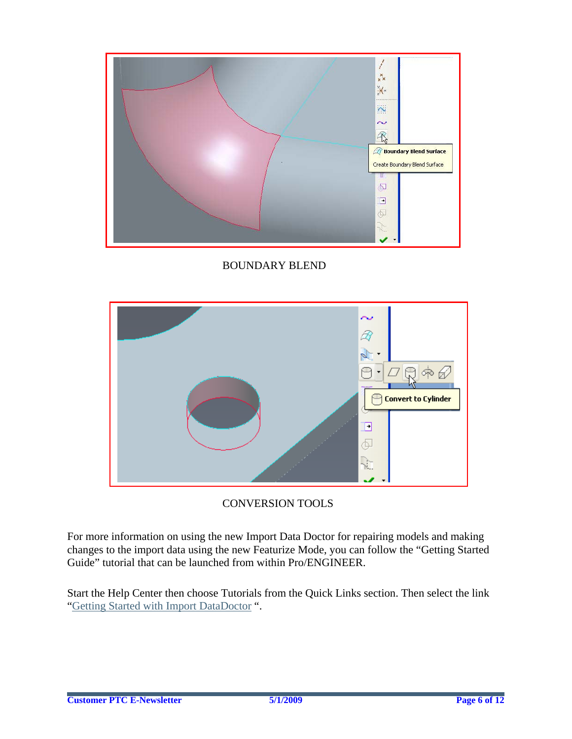BOUNDARY BLEND

CONVERSION TOOLS

For more information on using the new Import Data Doctor for repairing models and making changes to the import data using the new Featurize Mode, you can follow the "Getting Started Guide" tutorial that can be launched from within Pro/ENGINEER.

Start the Help Center then choose Tutorials from the Quick Links section. Then select the link "Getting Started with Import DataDoctor ".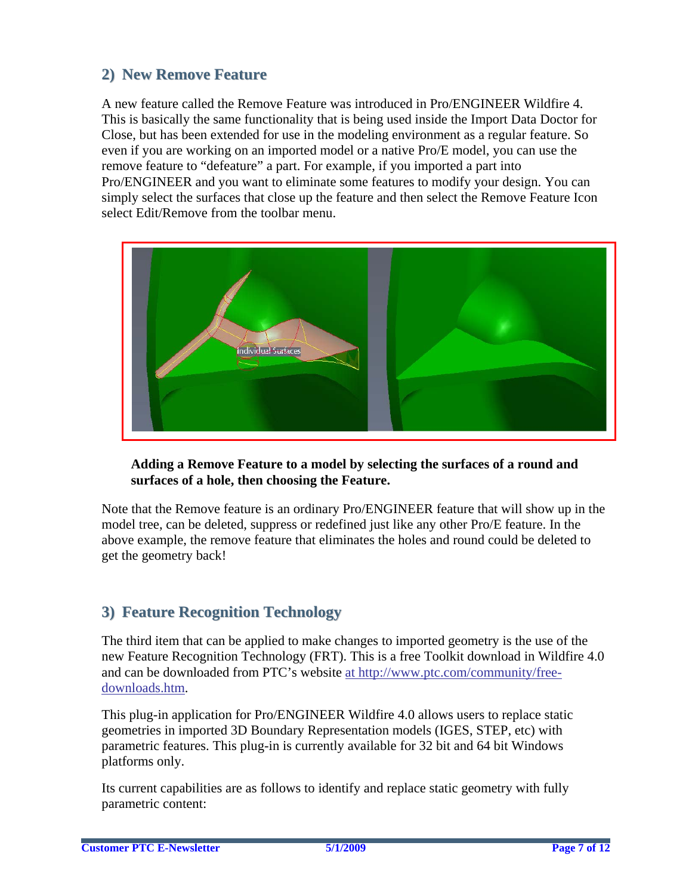## 2) New Remove Feature

A new feature called the Remove Feature was introduced in Pro/ENGINEER Wildfire 4. This is basically the same functionality that is being used inside the Import Data Doctor for Close, but has been extended for use in the modeling environment as a regular feature. So even if you are working on an imported model or a native Pro/E model, you can use the remove feature to "defeature" a part. For example, if you imported a part into Pro/ENGINEER and you want to eliminate some features to modify your design. You can simply select the surfaces that close up the feature and then select the Remove Feature Icon select Edit/Remove from the toolbar menu.

**Adding a Remove Feature to a model by selecting the surfaces of a round and surfaces of a hole, then choosing the Feature.**

Note that the Remove feature is an ordinary Pro/ENGINEER feature that will show up in the model tree, can be deleted, suppress or redefined just like any other Pro/E feature. In the above example, the remove feature that eliminates the holes and round could be deleted to get the geometry back!

## 3) Feature Recognition Technology

The third item that can be applied to make changes to imported geometry is the use of the new Feature Recognition Technology (FRT). This is a free Toolkit download in Wildfire 4.0 and can be downloaded from PTC's website [at http://www.ptc.com/community/free-downloads.htm](http://www.ptc.com/community/free-downloads.htm).

This plug-in application for Pro/ENGINEER Wildfire 4.0 allows users to replace static geometries in imported 3D Boundary Representation models (IGES, STEP, etc) with parametric features. This plug-in is currently available for 32 bit and 64 bit Windows platforms only.

Its current capabilities are as follows to identify and replace static geometry with fully parametric content: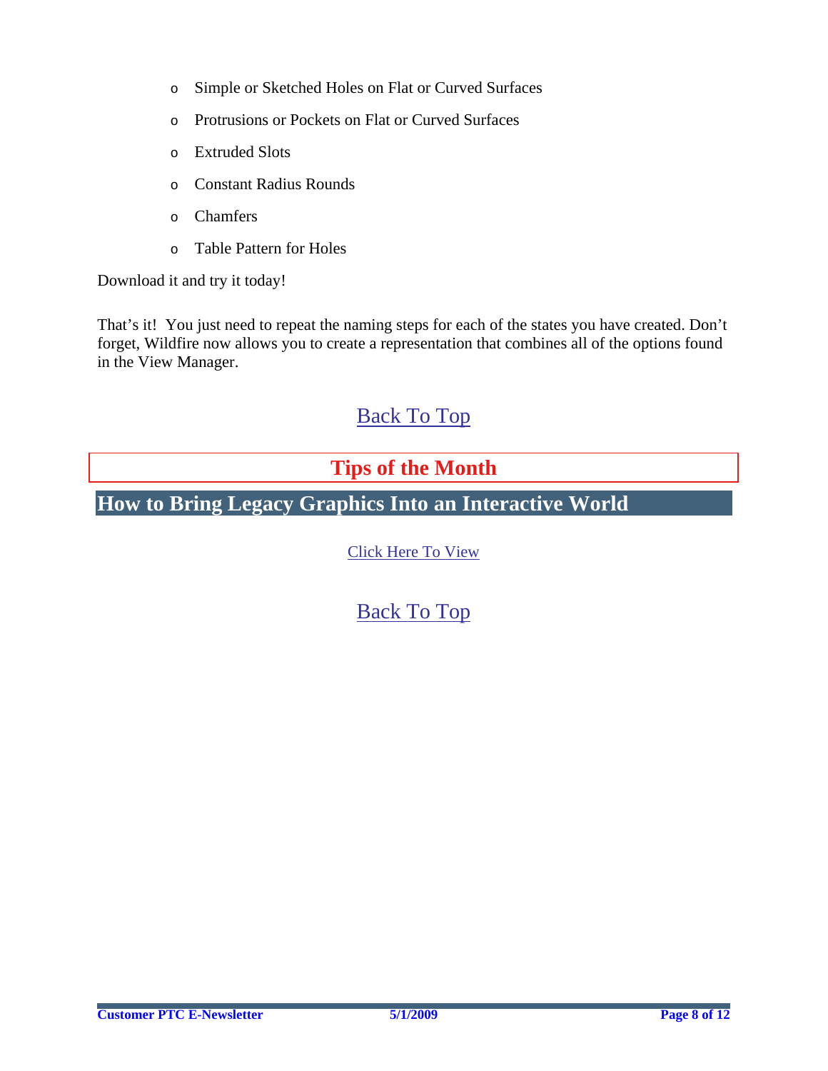- Simple or Sketched Holes on Flat or Curved Surfaces
- Protrusions or Pockets on Flat or Curved Surfaces
- Extruded Slots
- Constant Radius Rounds
- Chamfers
- Table Pattern for Holes

Download it and try it today!

That's it! You just need to repeat the naming steps for each of the states you have created. Don't forget, Wildfire now allows you to create a representation that combines all of the options found in the View Manager.

Back To Top

# Tips of the Month

## How to Bring Legacy Graphics Into an Interactive World

Click Here To View

Back To Top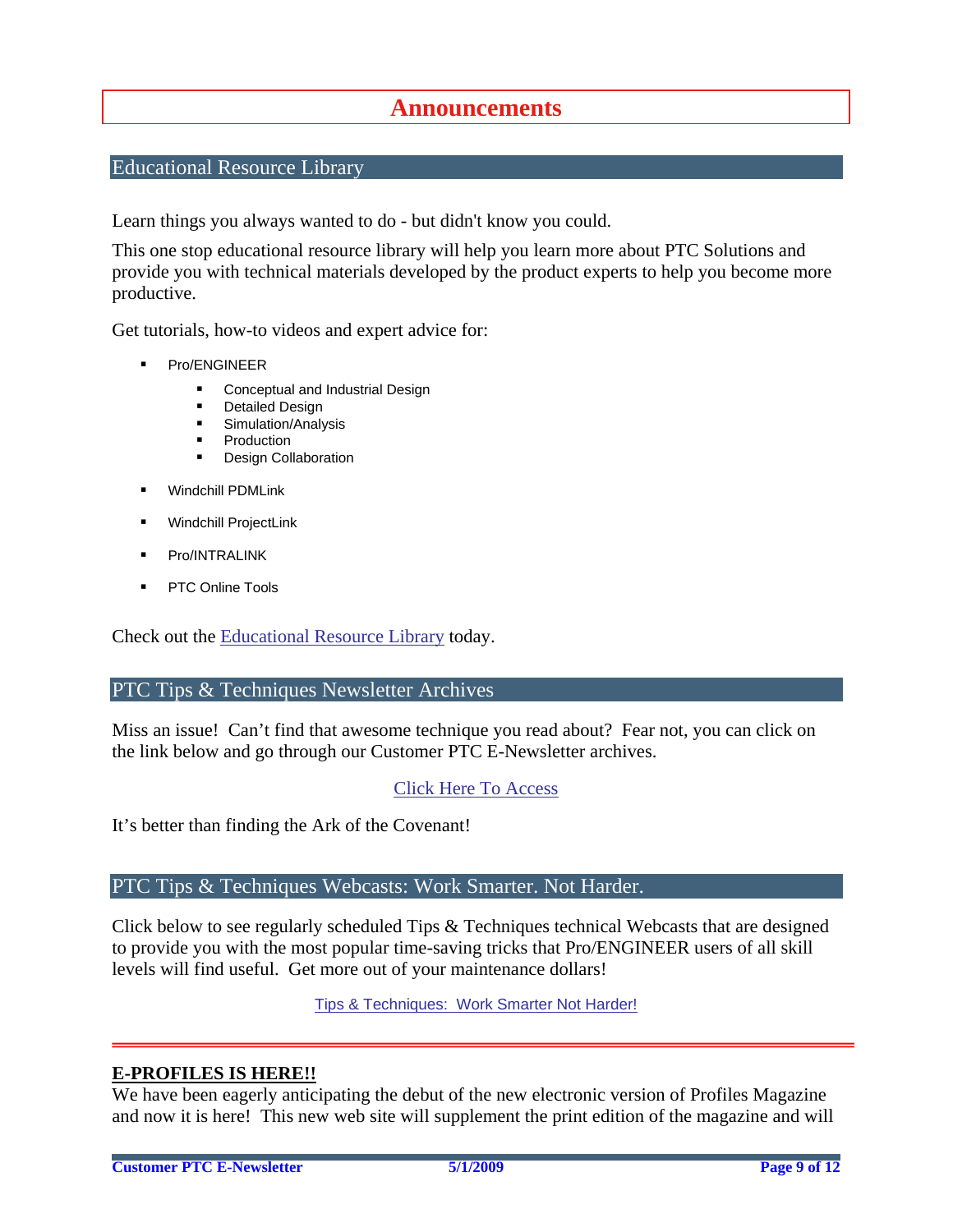# Announcements

## Educational Resource Library

Learn things you always wanted to do - but didn't know you could.

This one stop educational resource library will help you learn more about PTC Solutions and provide you with technical materials developed by the product experts to help you become more productive.

Get tutorials, how-to videos and expert advice for:

- Pro/ENGINEER
  - Conceptual and Industrial Design
  - Detailed Design
  - Simulation/Analysis
  - Production
  - Design Collaboration
- Windchill PDMLink
- Windchill ProjectLink
- Pro/INTRALINK
- PTC Online Tools

Check out the Educational Resource Library today.

## PTC Tips & Techniques Newsletter Archives

Miss an issue! Can't find that awesome technique you read about? Fear not, you can click on the link below and go through our Customer PTC E-Newsletter archives.

Click Here To Access

It's better than finding the Ark of the Covenant!

## PTC Tips & Techniques Webcasts: Work Smarter. Not Harder.

Click below to see regularly scheduled Tips & Techniques technical Webcasts that are designed to provide you with the most popular time-saving tricks that Pro/ENGINEER users of all skill levels will find useful. Get more out of your maintenance dollars!

Tips & Techniques: Work Smarter Not Harder!

---

**E-PROFILES IS HERE!!**

We have been eagerly anticipating the debut of the new electronic version of Profiles Magazine and now it is here! This new web site will supplement the print edition of the magazine and will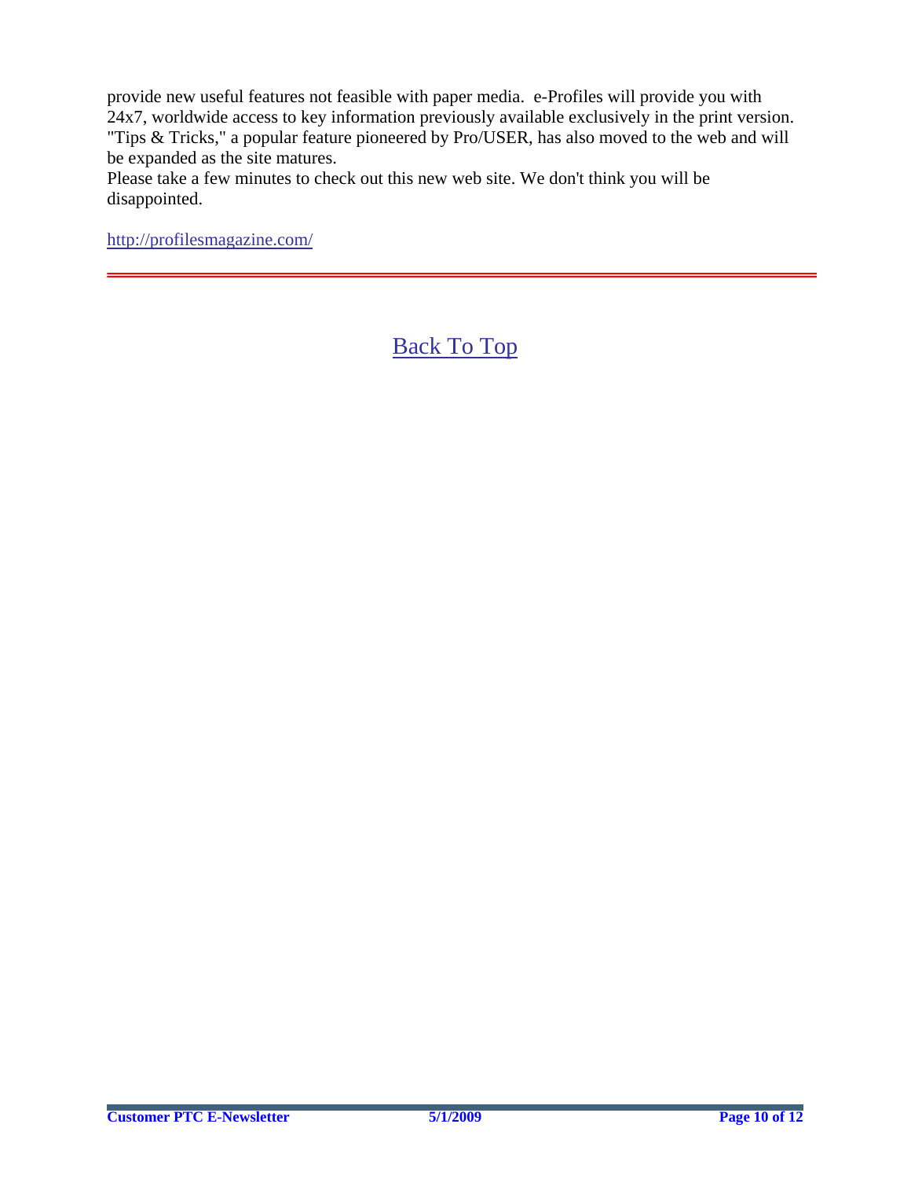provide new useful features not feasible with paper media.  e-Profiles will provide you with 24x7, worldwide access to key information previously available exclusively in the print version. "Tips & Tricks," a popular feature pioneered by Pro/USER, has also moved to the web and will be expanded as the site matures.
Please take a few minutes to check out this new web site. We don't think you will be disappointed.

http://profilesmagazine.com/

---

Back To Top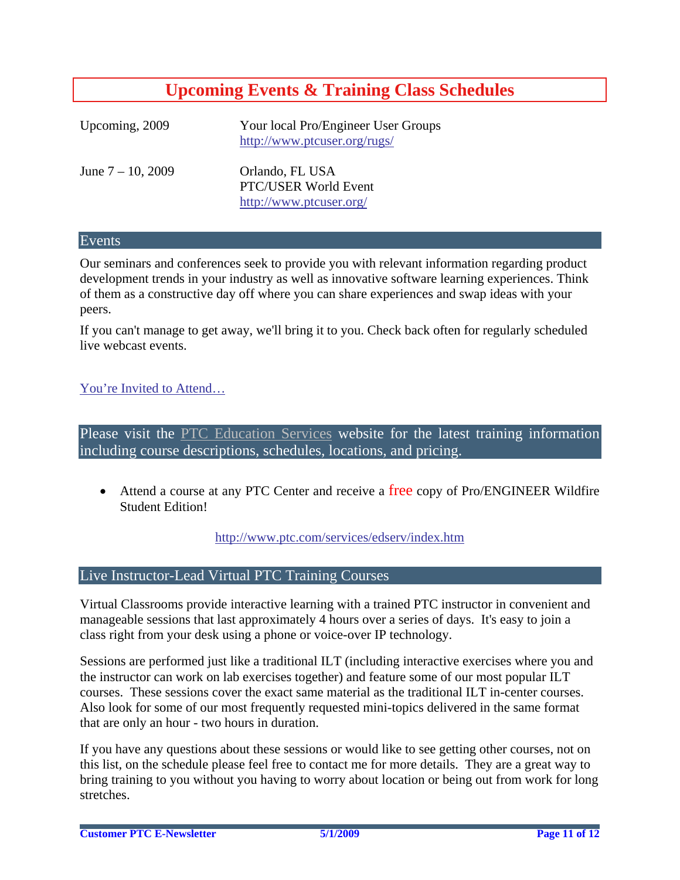# Upcoming Events & Training Class Schedules

| | |
|---|---|
| Upcoming, 2009 | Your local Pro/Engineer User Groups<br>http://www.ptcuser.org/rugs/ |
| June 7 – 10, 2009 | Orlando, FL USA<br>PTC/USER World Event<br>http://www.ptcuser.org/ |

## Events

Our seminars and conferences seek to provide you with relevant information regarding product development trends in your industry as well as innovative software learning experiences. Think of them as a constructive day off where you can share experiences and swap ideas with your peers.

If you can't manage to get away, we'll bring it to you. Check back often for regularly scheduled live webcast events.

You're Invited to Attend…

## Please visit the PTC Education Services website for the latest training information including course descriptions, schedules, locations, and pricing.

- Attend a course at any PTC Center and receive a free copy of Pro/ENGINEER Wildfire Student Edition!

http://www.ptc.com/services/edserv/index.htm

## Live Instructor-Lead Virtual PTC Training Courses

Virtual Classrooms provide interactive learning with a trained PTC instructor in convenient and manageable sessions that last approximately 4 hours over a series of days. It's easy to join a class right from your desk using a phone or voice-over IP technology.

Sessions are performed just like a traditional ILT (including interactive exercises where you and the instructor can work on lab exercises together) and feature some of our most popular ILT courses. These sessions cover the exact same material as the traditional ILT in-center courses. Also look for some of our most frequently requested mini-topics delivered in the same format that are only an hour - two hours in duration.

If you have any questions about these sessions or would like to see getting other courses, not on this list, on the schedule please feel free to contact me for more details. They are a great way to bring training to you without you having to worry about location or being out from work for long stretches.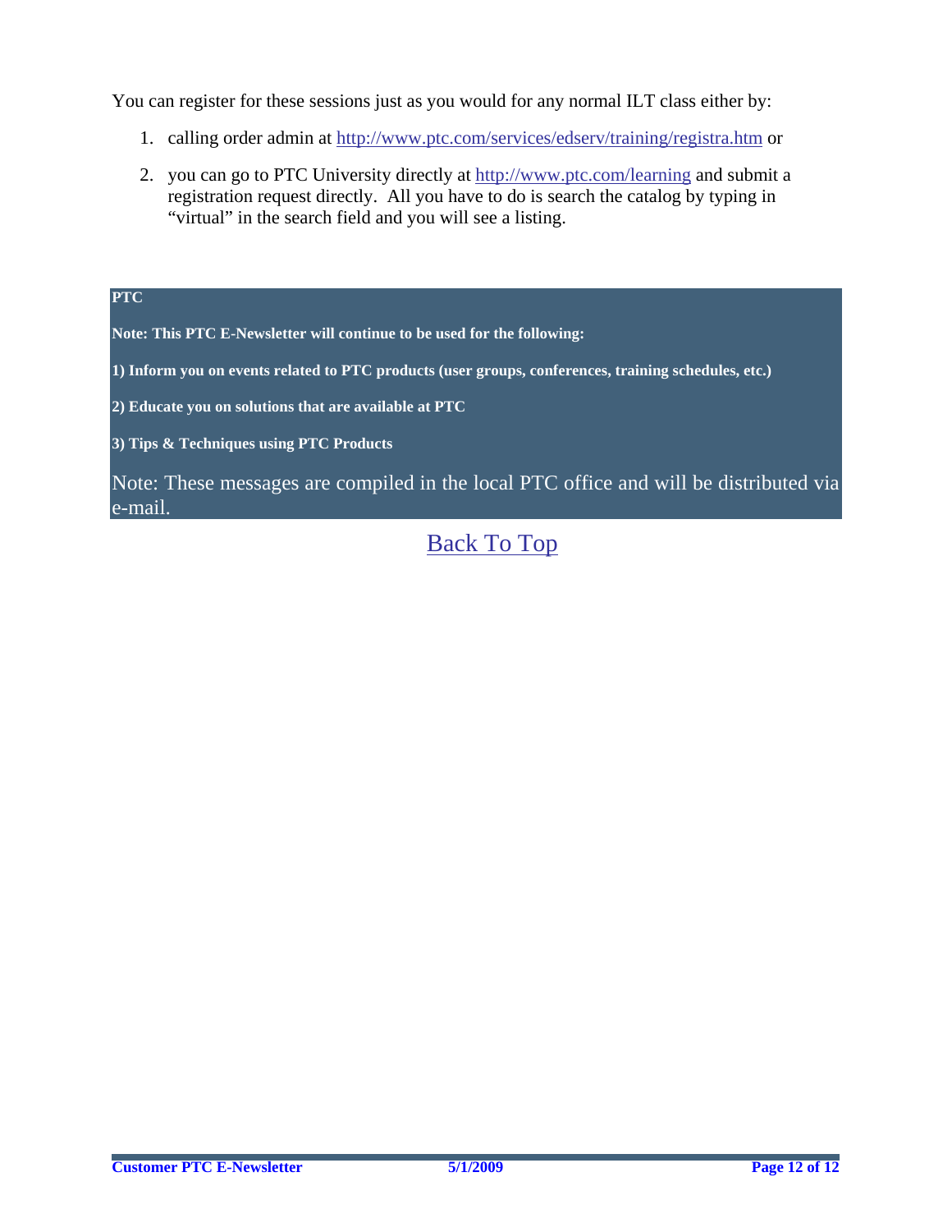You can register for these sessions just as you would for any normal ILT class either by:

1. calling order admin at [http://www.ptc.com/services/edserv/training/registra.htm](http://www.ptc.com/services/edserv/training/registra.htm) or
2. you can go to PTC University directly at [http://www.ptc.com/learning](http://www.ptc.com/learning) and submit a registration request directly. All you have to do is search the catalog by typing in "virtual" in the search field and you will see a listing.

**PTC**

**Note: This PTC E-Newsletter will continue to be used for the following:**

**1) Inform you on events related to PTC products (user groups, conferences, training schedules, etc.)**

**2) Educate you on solutions that are available at PTC**

**3) Tips & Techniques using PTC Products**

Note: These messages are compiled in the local PTC office and will be distributed via e-mail.

[Back To Top](#)